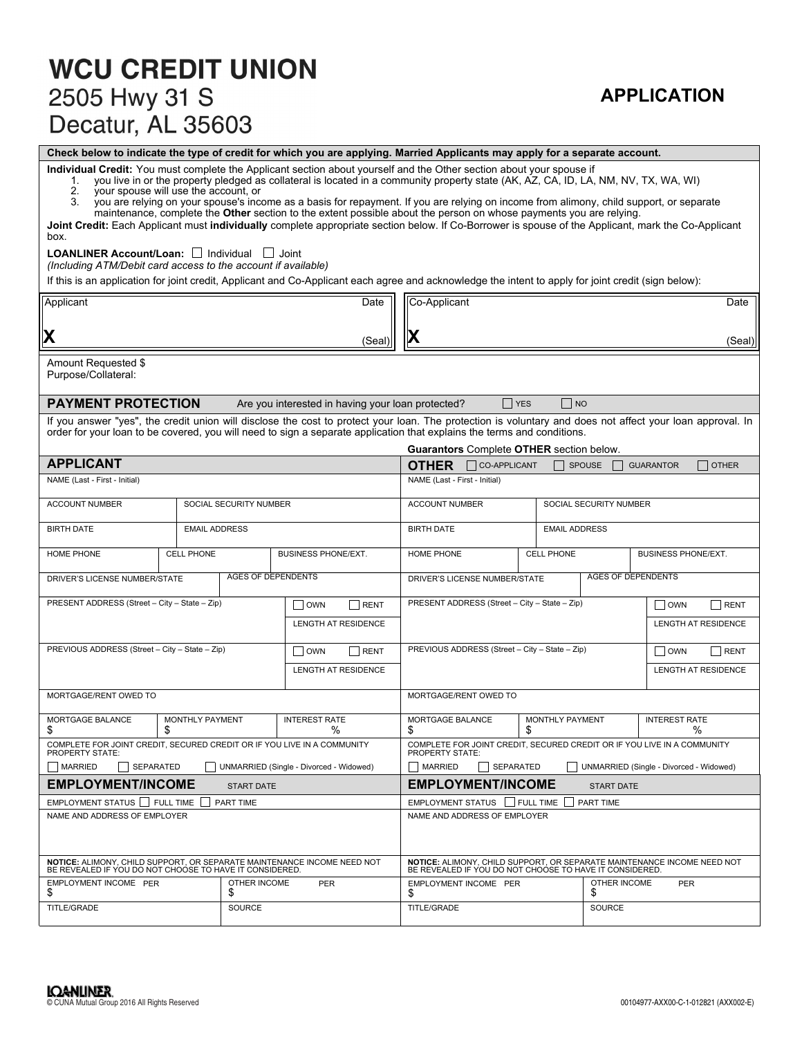# WCU CREDIT UNION

2505 Hwy 31 S
Decatur, AL 35603

## APPLICATION

**Check below to indicate the type of credit for which you are applying. Married Applicants may apply for a separate account.**

**Individual Credit:** You must complete the Applicant section about yourself and the Other section about your spouse if

1. you live in or the property pledged as collateral is located in a community property state (AK, AZ, CA, ID, LA, NM, NV, TX, WA, WI)
2. your spouse will use the account, or
3. you are relying on your spouse's income as a basis for repayment. If you are relying on income from alimony, child support, or separate maintenance, complete the **Other** section to the extent possible about the person on whose payments you are relying.

**Joint Credit:** Each Applicant must **individually** complete appropriate section below. If Co-Borrower is spouse of the Applicant, mark the Co-Applicant box.

**LOANLINER Account/Loan:** ☐ Individual ☐ Joint
*(Including ATM/Debit card access to the account if available)*

If this is an application for joint credit, Applicant and Co-Applicant each agree and acknowledge the intent to apply for joint credit (sign below):

| Applicant | Date | Co-Applicant | Date |
|---|---|---|---|
| **X** | (Seal) | **X** | (Seal) |

Amount Requested $
Purpose/Collateral:

## PAYMENT PROTECTION

Are you interested in having your loan protected? ☐ YES ☐ NO

If you answer "yes", the credit union will disclose the cost to protect your loan. The protection is voluntary and does not affect your loan approval. In order for your loan to be covered, you will need to sign a separate application that explains the terms and conditions.

**Guarantors** Complete **OTHER** section below.

| **APPLICANT** | **OTHER** ☐ CO-APPLICANT ☐ SPOUSE ☐ GUARANTOR ☐ OTHER |
|---|---|
| NAME (Last - First - Initial) | NAME (Last - First - Initial) |
| ACCOUNT NUMBER / SOCIAL SECURITY NUMBER | ACCOUNT NUMBER / SOCIAL SECURITY NUMBER |
| BIRTH DATE / EMAIL ADDRESS | BIRTH DATE / EMAIL ADDRESS |
| HOME PHONE / CELL PHONE / BUSINESS PHONE/EXT. | HOME PHONE / CELL PHONE / BUSINESS PHONE/EXT. |
| DRIVER'S LICENSE NUMBER/STATE / AGES OF DEPENDENTS | DRIVER'S LICENSE NUMBER/STATE / AGES OF DEPENDENTS |
| PRESENT ADDRESS (Street – City – State – Zip) ☐ OWN ☐ RENT / LENGTH AT RESIDENCE | PRESENT ADDRESS (Street – City – State – Zip) ☐ OWN ☐ RENT / LENGTH AT RESIDENCE |
| PREVIOUS ADDRESS (Street – City – State – Zip) ☐ OWN ☐ RENT / LENGTH AT RESIDENCE | PREVIOUS ADDRESS (Street – City – State – Zip) ☐ OWN ☐ RENT / LENGTH AT RESIDENCE |
| MORTGAGE/RENT OWED TO | MORTGAGE/RENT OWED TO |
| MORTGAGE BALANCE $ / MONTHLY PAYMENT $ / INTEREST RATE % | MORTGAGE BALANCE $ / MONTHLY PAYMENT $ / INTEREST RATE % |
| COMPLETE FOR JOINT CREDIT, SECURED CREDIT OR IF YOU LIVE IN A COMMUNITY PROPERTY STATE: ☐ MARRIED ☐ SEPARATED ☐ UNMARRIED (Single - Divorced - Widowed) | COMPLETE FOR JOINT CREDIT, SECURED CREDIT OR IF YOU LIVE IN A COMMUNITY PROPERTY STATE: ☐ MARRIED ☐ SEPARATED ☐ UNMARRIED (Single - Divorced - Widowed) |
| **EMPLOYMENT/INCOME** START DATE | **EMPLOYMENT/INCOME** START DATE |
| EMPLOYMENT STATUS ☐ FULL TIME ☐ PART TIME | EMPLOYMENT STATUS ☐ FULL TIME ☐ PART TIME |
| NAME AND ADDRESS OF EMPLOYER | NAME AND ADDRESS OF EMPLOYER |
| **NOTICE:** ALIMONY, CHILD SUPPORT, OR SEPARATE MAINTENANCE INCOME NEED NOT BE REVEALED IF YOU DO NOT CHOOSE TO HAVE IT CONSIDERED. | **NOTICE:** ALIMONY, CHILD SUPPORT, OR SEPARATE MAINTENANCE INCOME NEED NOT BE REVEALED IF YOU DO NOT CHOOSE TO HAVE IT CONSIDERED. |
| EMPLOYMENT INCOME PER $ / OTHER INCOME PER $ | EMPLOYMENT INCOME PER $ / OTHER INCOME PER $ |
| TITLE/GRADE / SOURCE | TITLE/GRADE / SOURCE |

LOANLINER
© CUNA Mutual Group 2016 All Rights Reserved

00104977-AXX00-C-1-012821 (AXX002-E)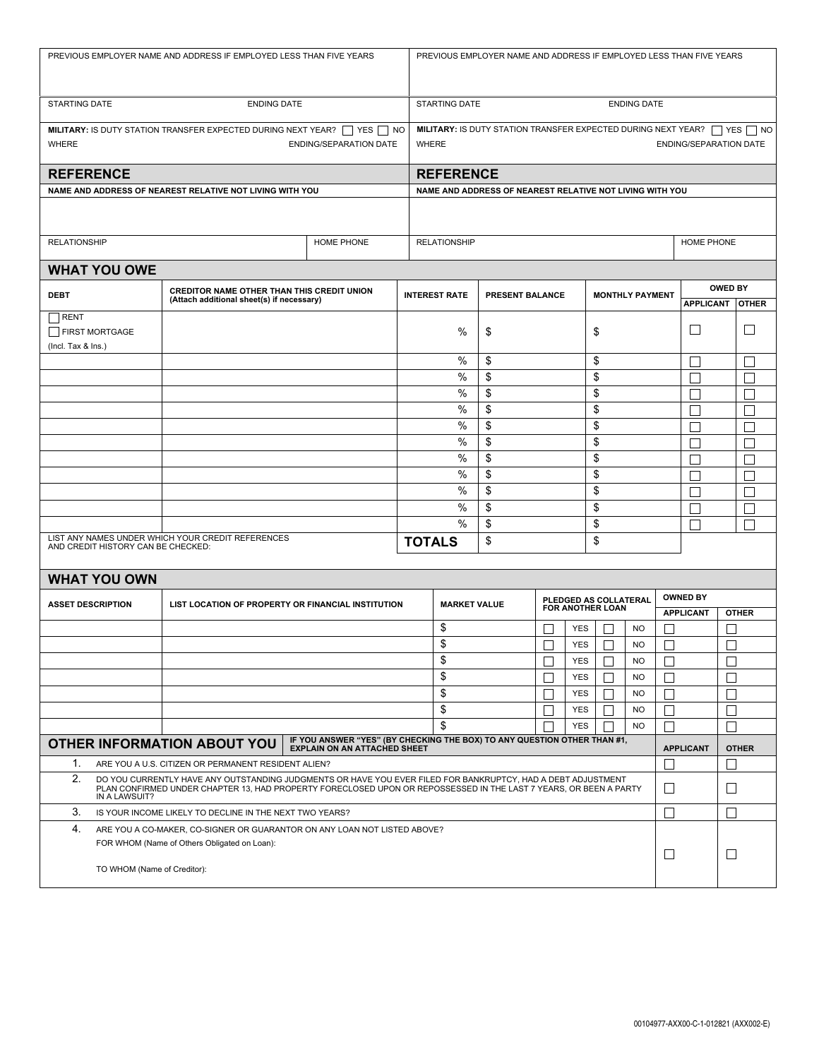| PREVIOUS EMPLOYER NAME AND ADDRESS IF EMPLOYED LESS THAN FIVE YEARS | PREVIOUS EMPLOYER NAME AND ADDRESS IF EMPLOYED LESS THAN FIVE YEARS |
|---|---|
| STARTING DATE ENDING DATE | STARTING DATE ENDING DATE |
| **MILITARY:** IS DUTY STATION TRANSFER EXPECTED DURING NEXT YEAR? ☐ YES ☐ NO<br>WHERE ENDING/SEPARATION DATE | **MILITARY:** IS DUTY STATION TRANSFER EXPECTED DURING NEXT YEAR? ☐ YES ☐ NO<br>WHERE ENDING/SEPARATION DATE |

## REFERENCE

| NAME AND ADDRESS OF NEAREST RELATIVE NOT LIVING WITH YOU | | NAME AND ADDRESS OF NEAREST RELATIVE NOT LIVING WITH YOU | |
|---|---|---|---|
| | | | |
| RELATIONSHIP | HOME PHONE | RELATIONSHIP | HOME PHONE |

## WHAT YOU OWE

| DEBT | CREDITOR NAME OTHER THAN THIS CREDIT UNION (Attach additional sheet(s) if necessary) | INTEREST RATE | PRESENT BALANCE | MONTHLY PAYMENT | OWED BY | |
|---|---|---|---|---|---|---|
| | | | | | APPLICANT | OTHER |
| ☐ RENT<br>☐ FIRST MORTGAGE<br>(Incl. Tax & Ins.) | | % | $ | $ | ☐ | ☐ |
| | | % | $ | $ | ☐ | ☐ |
| | | % | $ | $ | ☐ | ☐ |
| | | % | $ | $ | ☐ | ☐ |
| | | % | $ | $ | ☐ | ☐ |
| | | % | $ | $ | ☐ | ☐ |
| | | % | $ | $ | ☐ | ☐ |
| | | % | $ | $ | ☐ | ☐ |
| | | % | $ | $ | ☐ | ☐ |
| | | % | $ | $ | ☐ | ☐ |
| | | % | $ | $ | ☐ | ☐ |
| | | % | $ | $ | ☐ | ☐ |
| LIST ANY NAMES UNDER WHICH YOUR CREDIT REFERENCES AND CREDIT HISTORY CAN BE CHECKED: | | **TOTALS** | $ | $ | | |

## WHAT YOU OWN

| ASSET DESCRIPTION | LIST LOCATION OF PROPERTY OR FINANCIAL INSTITUTION | MARKET VALUE | PLEDGED AS COLLATERAL FOR ANOTHER LOAN | OWNED BY | |
|---|---|---|---|---|---|
| | | | | APPLICANT | OTHER |
| | | $ | ☐ YES ☐ NO | ☐ | ☐ |
| | | $ | ☐ YES ☐ NO | ☐ | ☐ |
| | | $ | ☐ YES ☐ NO | ☐ | ☐ |
| | | $ | ☐ YES ☐ NO | ☐ | ☐ |
| | | $ | ☐ YES ☐ NO | ☐ | ☐ |
| | | $ | ☐ YES ☐ NO | ☐ | ☐ |
| | | $ | ☐ YES ☐ NO | ☐ | ☐ |

## OTHER INFORMATION ABOUT YOU

**IF YOU ANSWER "YES" (BY CHECKING THE BOX) TO ANY QUESTION OTHER THAN #1, EXPLAIN ON AN ATTACHED SHEET**

| | | APPLICANT | OTHER |
|---|---|---|---|
| 1. | ARE YOU A U.S. CITIZEN OR PERMANENT RESIDENT ALIEN? | ☐ | ☐ |
| 2. | DO YOU CURRENTLY HAVE ANY OUTSTANDING JUDGMENTS OR HAVE YOU EVER FILED FOR BANKRUPTCY, HAD A DEBT ADJUSTMENT PLAN CONFIRMED UNDER CHAPTER 13, HAD PROPERTY FORECLOSED UPON OR REPOSSESSED IN THE LAST 7 YEARS, OR BEEN A PARTY IN A LAWSUIT? | ☐ | ☐ |
| 3. | IS YOUR INCOME LIKELY TO DECLINE IN THE NEXT TWO YEARS? | ☐ | ☐ |
| 4. | ARE YOU A CO-MAKER, CO-SIGNER OR GUARANTOR ON ANY LOAN NOT LISTED ABOVE?<br>FOR WHOM (Name of Others Obligated on Loan):<br>TO WHOM (Name of Creditor): | ☐ | ☐ |

00104977-AXX00-C-1-012821 (AXX002-E)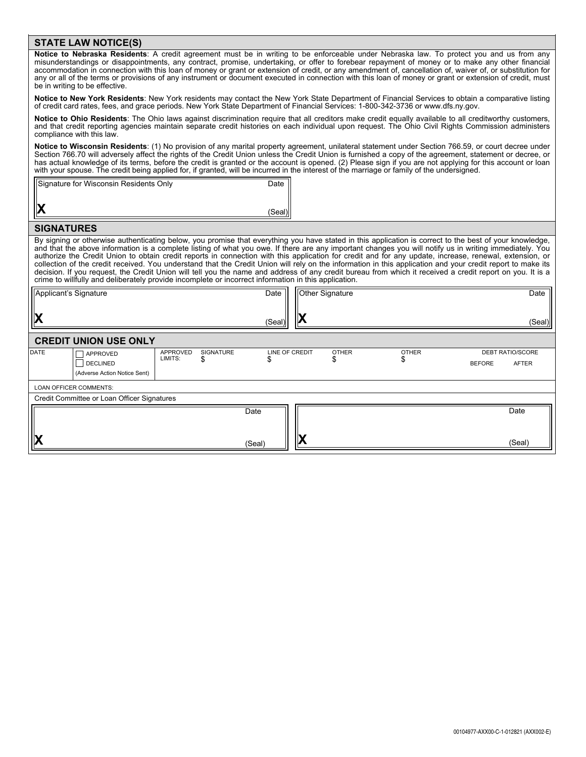## STATE LAW NOTICE(S)

**Notice to Nebraska Residents**: A credit agreement must be in writing to be enforceable under Nebraska law. To protect you and us from any misunderstandings or disappointments, any contract, promise, undertaking, or offer to forebear repayment of money or to make any other financial accommodation in connection with this loan of money or grant or extension of credit, or any amendment of, cancellation of, waiver of, or substitution for any or all of the terms or provisions of any instrument or document executed in connection with this loan of money or grant or extension of credit, must be in writing to be effective.

**Notice to New York Residents**: New York residents may contact the New York State Department of Financial Services to obtain a comparative listing of credit card rates, fees, and grace periods. New York State Department of Financial Services: 1-800-342-3736 or www.dfs.ny.gov.

**Notice to Ohio Residents**: The Ohio laws against discrimination require that all creditors make credit equally available to all creditworthy customers, and that credit reporting agencies maintain separate credit histories on each individual upon request. The Ohio Civil Rights Commission administers compliance with this law.

**Notice to Wisconsin Residents**: (1) No provision of any marital property agreement, unilateral statement under Section 766.59, or court decree under Section 766.70 will adversely affect the rights of the Credit Union unless the Credit Union is furnished a copy of the agreement, statement or decree, or has actual knowledge of its terms, before the credit is granted or the account is opened. (2) Please sign if you are not applying for this account or loan with your spouse. The credit being applied for, if granted, will be incurred in the interest of the marriage or family of the undersigned.

| Signature for Wisconsin Residents Only | Date |
|---|---|
| X | (Seal) |

## SIGNATURES

By signing or otherwise authenticating below, you promise that everything you have stated in this application is correct to the best of your knowledge, and that the above information is a complete listing of what you owe. If there are any important changes you will notify us in writing immediately. You authorize the Credit Union to obtain credit reports in connection with this application for credit and for any update, increase, renewal, extension, or collection of the credit received. You understand that the Credit Union will rely on the information in this application and your credit report to make its decision. If you request, the Credit Union will tell you the name and address of any credit bureau from which it received a credit report on you. It is a crime to willfully and deliberately provide incomplete or incorrect information in this application.

| Applicant's Signature | Date | Other Signature | Date |
|---|---|---|---|
| X | (Seal) | X | (Seal) |

## CREDIT UNION USE ONLY

| DATE | | APPROVED LIMITS: | SIGNATURE | LINE OF CREDIT | OTHER | OTHER | DEBT RATIO/SCORE | |
|---|---|---|---|---|---|---|---|---|
| | ☐ APPROVED<br>☐ DECLINED<br>(Adverse Action Notice Sent) | | $ | $ | $ | $ | BEFORE | AFTER |

LOAN OFFICER COMMENTS:

Credit Committee or Loan Officer Signatures

| | Date | | Date |
|---|---|---|---|
| X | (Seal) | X | (Seal) |